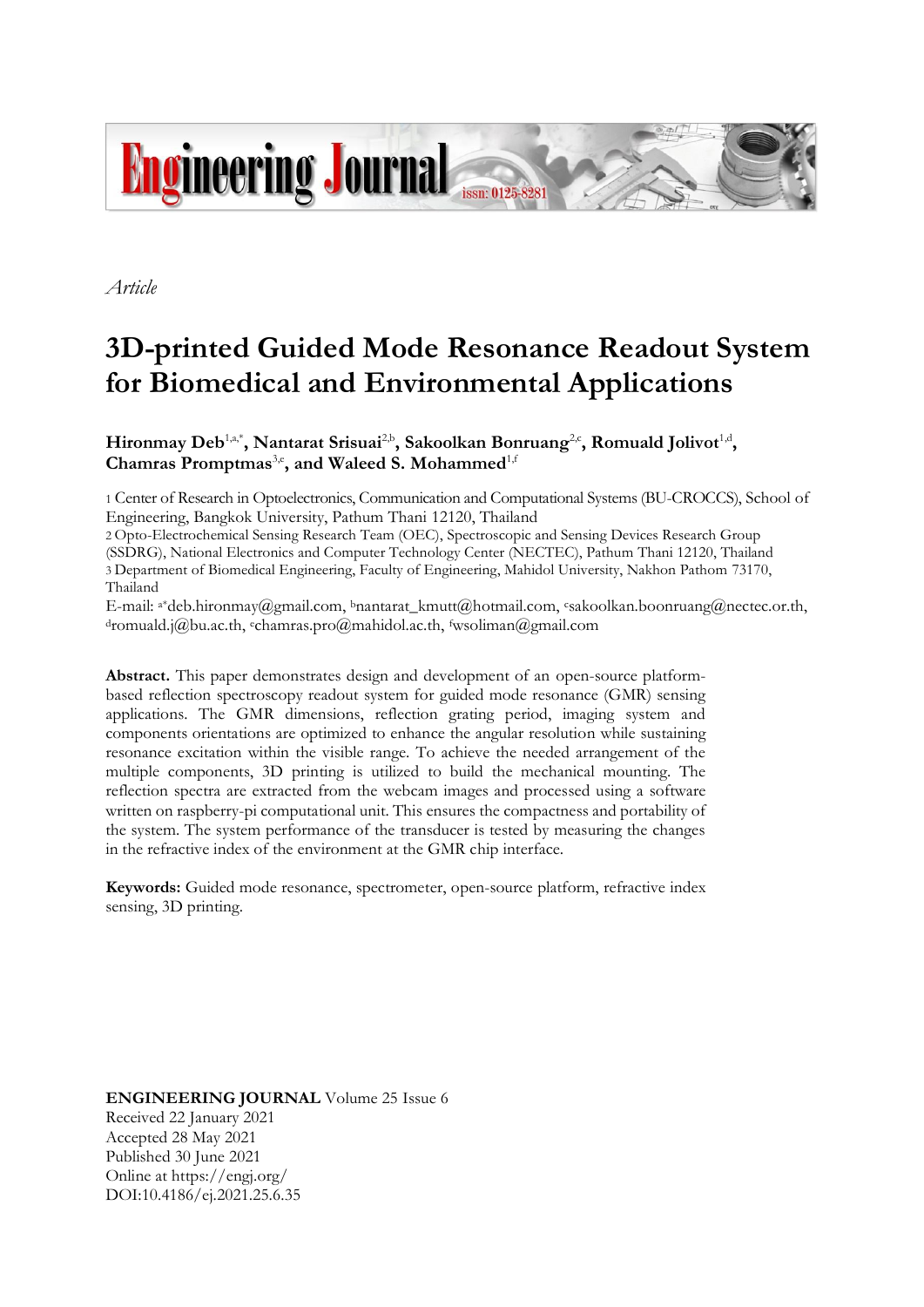*Article*

# 3D-printed Guided Mode Resonance Readout System for Biomedical and Environmental Applications

**Hironmay Deb**[1,a,*], **Nantarat Srisuai**[2,b], **Sakoolkan Bonruang**[2,c], **Romuald Jolivot**[1,d], **Chamras Promptmas**[3,e], **and Waleed S. Mohammed**[1,f]

1 Center of Research in Optoelectronics, Communication and Computational Systems (BU-CROCCS), School of Engineering, Bangkok University, Pathum Thani 12120, Thailand

2 Opto-Electrochemical Sensing Research Team (OEC), Spectroscopic and Sensing Devices Research Group (SSDRG), National Electronics and Computer Technology Center (NECTEC), Pathum Thani 12120, Thailand

3 Department of Biomedical Engineering, Faculty of Engineering, Mahidol University, Nakhon Pathom 73170, Thailand

E-mail: [a*]deb.hironmay@gmail.com, [b]nantarat_kmutt@hotmail.com, [c]sakoolkan.boonruang@nectec.or.th, [d]romuald.j@bu.ac.th, [e]chamras.pro@mahidol.ac.th, [f]wsoliman@gmail.com

**Abstract.** This paper demonstrates design and development of an open-source platform-based reflection spectroscopy readout system for guided mode resonance (GMR) sensing applications. The GMR dimensions, reflection grating period, imaging system and components orientations are optimized to enhance the angular resolution while sustaining resonance excitation within the visible range. To achieve the needed arrangement of the multiple components, 3D printing is utilized to build the mechanical mounting. The reflection spectra are extracted from the webcam images and processed using a software written on raspberry-pi computational unit. This ensures the compactness and portability of the system. The system performance of the transducer is tested by measuring the changes in the refractive index of the environment at the GMR chip interface.

**Keywords:** Guided mode resonance, spectrometer, open-source platform, refractive index sensing, 3D printing.

**ENGINEERING JOURNAL** Volume 25 Issue 6
Received 22 January 2021
Accepted 28 May 2021
Published 30 June 2021
Online at https://engj.org/
DOI:10.4186/ej.2021.25.6.35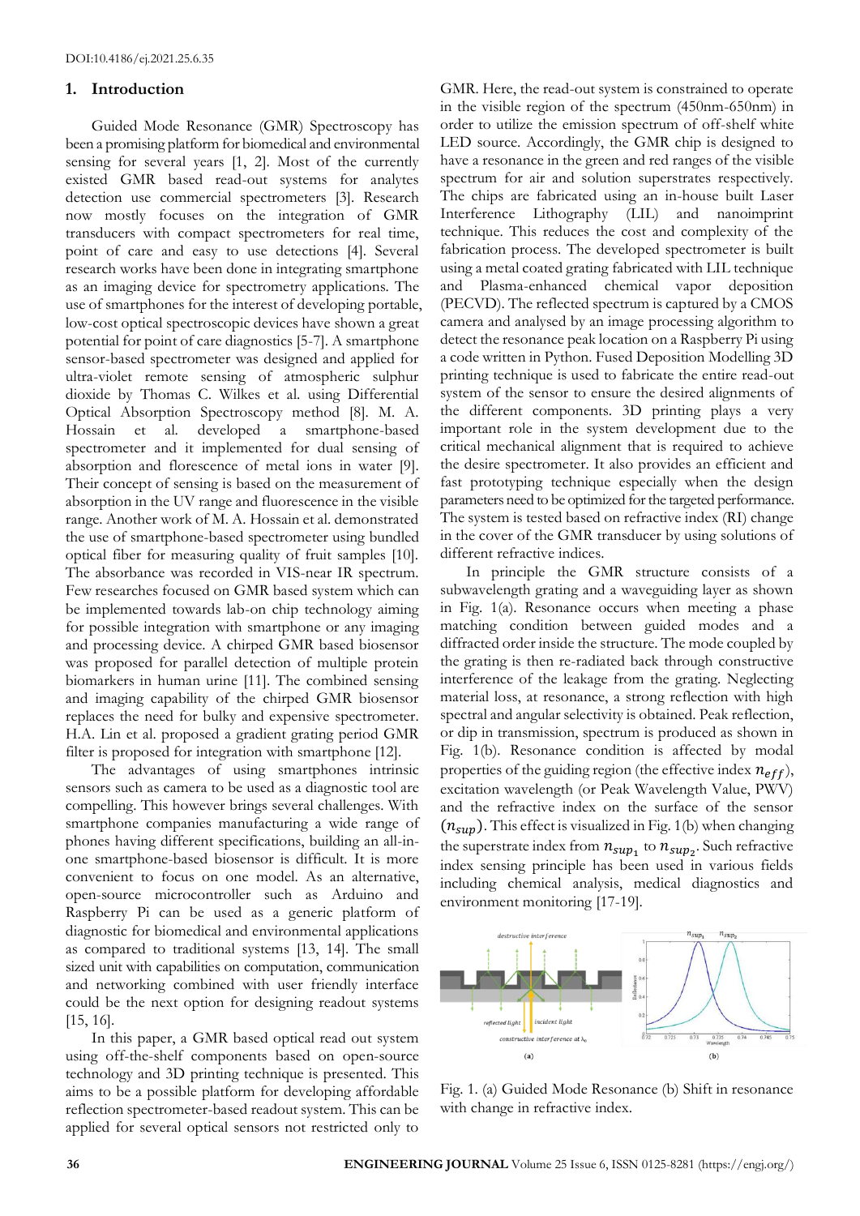DOI:10.4186/ej.2021.25.6.35

## 1. Introduction

Guided Mode Resonance (GMR) Spectroscopy has been a promising platform for biomedical and environmental sensing for several years [1, 2]. Most of the currently existed GMR based read-out systems for analytes detection use commercial spectrometers [3]. Research now mostly focuses on the integration of GMR transducers with compact spectrometers for real time, point of care and easy to use detections [4]. Several research works have been done in integrating smartphone as an imaging device for spectrometry applications. The use of smartphones for the interest of developing portable, low-cost optical spectroscopic devices have shown a great potential for point of care diagnostics [5-7]. A smartphone sensor-based spectrometer was designed and applied for ultra-violet remote sensing of atmospheric sulphur dioxide by Thomas C. Wilkes et al. using Differential Optical Absorption Spectroscopy method [8]. M. A. Hossain et al. developed a smartphone-based spectrometer and it implemented for dual sensing of absorption and florescence of metal ions in water [9]. Their concept of sensing is based on the measurement of absorption in the UV range and fluorescence in the visible range. Another work of M. A. Hossain et al. demonstrated the use of smartphone-based spectrometer using bundled optical fiber for measuring quality of fruit samples [10]. The absorbance was recorded in VIS-near IR spectrum. Few researches focused on GMR based system which can be implemented towards lab-on chip technology aiming for possible integration with smartphone or any imaging and processing device. A chirped GMR based biosensor was proposed for parallel detection of multiple protein biomarkers in human urine [11]. The combined sensing and imaging capability of the chirped GMR biosensor replaces the need for bulky and expensive spectrometer. H.A. Lin et al. proposed a gradient grating period GMR filter is proposed for integration with smartphone [12].

The advantages of using smartphones intrinsic sensors such as camera to be used as a diagnostic tool are compelling. This however brings several challenges. With smartphone companies manufacturing a wide range of phones having different specifications, building an all-in-one smartphone-based biosensor is difficult. It is more convenient to focus on one model. As an alternative, open-source microcontroller such as Arduino and Raspberry Pi can be used as a generic platform of diagnostic for biomedical and environmental applications as compared to traditional systems [13, 14]. The small sized unit with capabilities on computation, communication and networking combined with user friendly interface could be the next option for designing readout systems [15, 16].

In this paper, a GMR based optical read out system using off-the-shelf components based on open-source technology and 3D printing technique is presented. This aims to be a possible platform for developing affordable reflection spectrometer-based readout system. This can be applied for several optical sensors not restricted only to GMR. Here, the read-out system is constrained to operate in the visible region of the spectrum (450nm-650nm) in order to utilize the emission spectrum of off-shelf white LED source. Accordingly, the GMR chip is designed to have a resonance in the green and red ranges of the visible spectrum for air and solution superstrates respectively. The chips are fabricated using an in-house built Laser Interference Lithography (LIL) and nanoimprint technique. This reduces the cost and complexity of the fabrication process. The developed spectrometer is built using a metal coated grating fabricated with LIL technique and Plasma-enhanced chemical vapor deposition (PECVD). The reflected spectrum is captured by a CMOS camera and analysed by an image processing algorithm to detect the resonance peak location on a Raspberry Pi using a code written in Python. Fused Deposition Modelling 3D printing technique is used to fabricate the entire read-out system of the sensor to ensure the desired alignments of the different components. 3D printing plays a very important role in the system development due to the critical mechanical alignment that is required to achieve the desire spectrometer. It also provides an efficient and fast prototyping technique especially when the design parameters need to be optimized for the targeted performance. The system is tested based on refractive index (RI) change in the cover of the GMR transducer by using solutions of different refractive indices.

In principle the GMR structure consists of a subwavelength grating and a waveguiding layer as shown in Fig. 1(a). Resonance occurs when meeting a phase matching condition between guided modes and a diffracted order inside the structure. The mode coupled by the grating is then re-radiated back through constructive interference of the leakage from the grating. Neglecting material loss, at resonance, a strong reflection with high spectral and angular selectivity is obtained. Peak reflection, or dip in transmission, spectrum is produced as shown in Fig. 1(b). Resonance condition is affected by modal properties of the guiding region (the effective index $n_{eff}$), excitation wavelength (or Peak Wavelength Value, PWV) and the refractive index on the surface of the sensor ($n_{sup}$). This effect is visualized in Fig. 1(b) when changing the superstrate index from $n_{sup_1}$ to $n_{sup_2}$. Such refractive index sensing principle has been used in various fields including chemical analysis, medical diagnostics and environment monitoring [17-19].

Fig. 1. (a) Guided Mode Resonance (b) Shift in resonance with change in refractive index.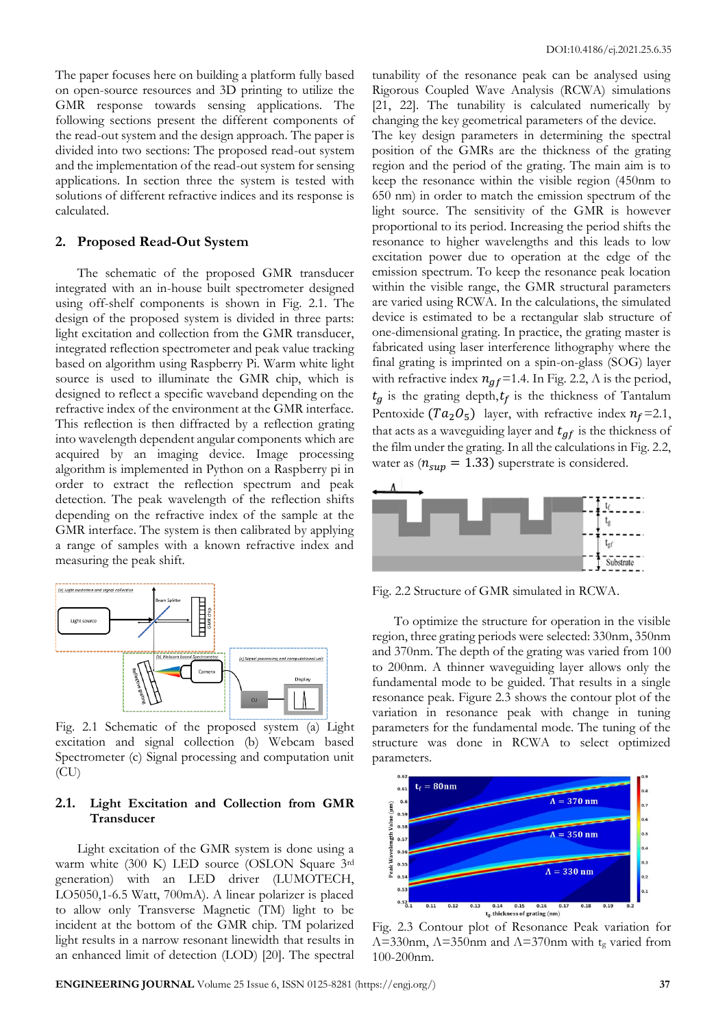The paper focuses here on building a platform fully based on open-source resources and 3D printing to utilize the GMR response towards sensing applications. The following sections present the different components of the read-out system and the design approach. The paper is divided into two sections: The proposed read-out system and the implementation of the read-out system for sensing applications. In section three the system is tested with solutions of different refractive indices and its response is calculated.

## 2. Proposed Read-Out System

The schematic of the proposed GMR transducer integrated with an in-house built spectrometer designed using off-shelf components is shown in Fig. 2.1. The design of the proposed system is divided in three parts: light excitation and collection from the GMR transducer, integrated reflection spectrometer and peak value tracking based on algorithm using Raspberry Pi. Warm white light source is used to illuminate the GMR chip, which is designed to reflect a specific waveband depending on the refractive index of the environment at the GMR interface. This reflection is then diffracted by a reflection grating into wavelength dependent angular components which are acquired by an imaging device. Image processing algorithm is implemented in Python on a Raspberry pi in order to extract the reflection spectrum and peak detection. The peak wavelength of the reflection shifts depending on the refractive index of the sample at the GMR interface. The system is then calibrated by applying a range of samples with a known refractive index and measuring the peak shift.

Fig. 2.1 Schematic of the proposed system (a) Light excitation and signal collection (b) Webcam based Spectrometer (c) Signal processing and computation unit (CU)

### 2.1. Light Excitation and Collection from GMR Transducer

Light excitation of the GMR system is done using a warm white (300 K) LED source (OSLON Square 3rd generation) with an LED driver (LUMOTECH, LO5050,1-6.5 Watt, 700mA). A linear polarizer is placed to allow only Transverse Magnetic (TM) light to be incident at the bottom of the GMR chip. TM polarized light results in a narrow resonant linewidth that results in an enhanced limit of detection (LOD) [20]. The spectral tunability of the resonance peak can be analysed using Rigorous Coupled Wave Analysis (RCWA) simulations [21, 22]. The tunability is calculated numerically by changing the key geometrical parameters of the device.

The key design parameters in determining the spectral position of the GMRs are the thickness of the grating region and the period of the grating. The main aim is to keep the resonance within the visible region (450nm to 650 nm) in order to match the emission spectrum of the light source. The sensitivity of the GMR is however proportional to its period. Increasing the period shifts the resonance to higher wavelengths and this leads to low excitation power due to operation at the edge of the emission spectrum. To keep the resonance peak location within the visible range, the GMR structural parameters are varied using RCWA. In the calculations, the simulated device is estimated to be a rectangular slab structure of one-dimensional grating. In practice, the grating master is fabricated using laser interference lithography where the final grating is imprinted on a spin-on-glass (SOG) layer with refractive index $n_{gf}$=1.4. In Fig. 2.2, $\Lambda$ is the period, $t_g$ is the grating depth, $t_f$ is the thickness of Tantalum Pentoxide ($Ta_2O_5$) layer, with refractive index $n_f$=2.1, that acts as a waveguiding layer and $t_{gf}$ is the thickness of the film under the grating. In all the calculations in Fig. 2.2, water as ($n_{sup} = 1.33$) superstrate is considered.

Fig. 2.2 Structure of GMR simulated in RCWA.

To optimize the structure for operation in the visible region, three grating periods were selected: 330nm, 350nm and 370nm. The depth of the grating was varied from 100 to 200nm. A thinner waveguiding layer allows only the fundamental mode to be guided. That results in a single resonance peak. Figure 2.3 shows the contour plot of the variation in resonance peak with change in tuning parameters for the fundamental mode. The tuning of the structure was done in RCWA to select optimized parameters.

Fig. 2.3 Contour plot of Resonance Peak variation for $\Lambda$=330nm, $\Lambda$=350nm and $\Lambda$=370nm with $t_g$ varied from 100-200nm.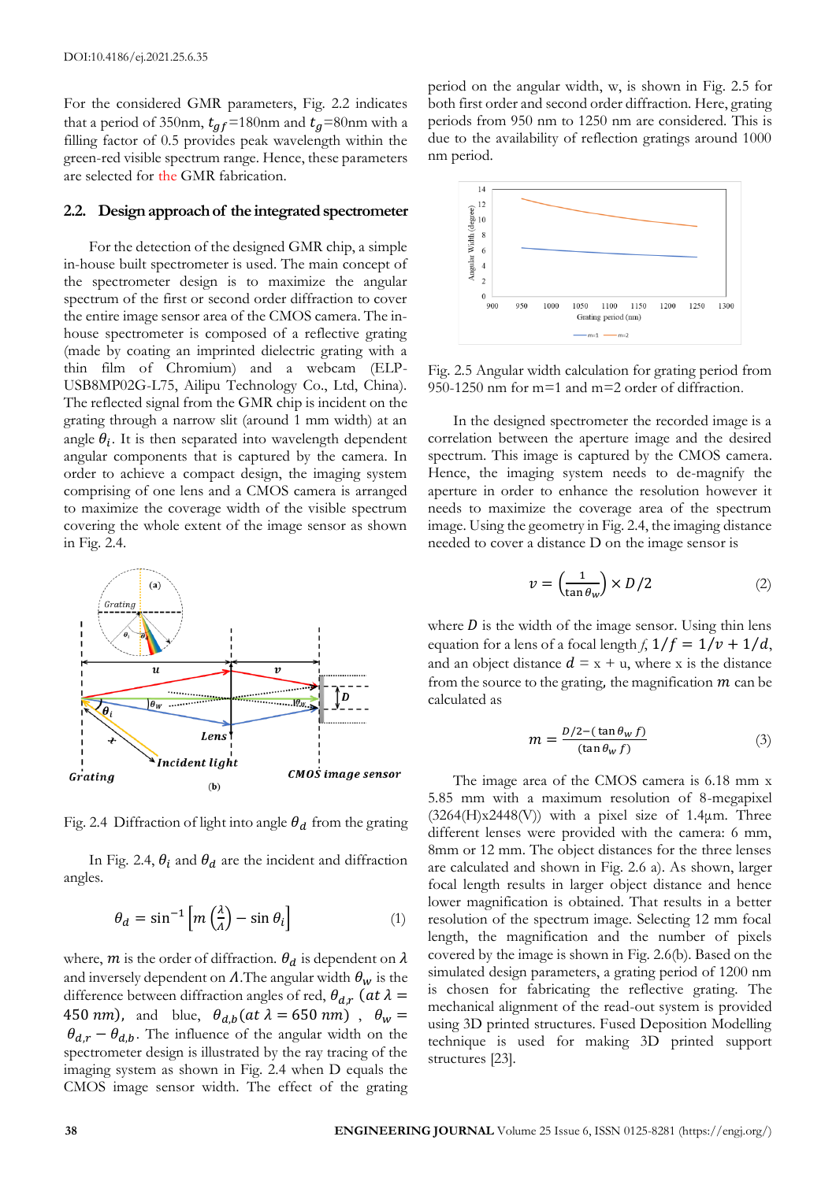For the considered GMR parameters, Fig. 2.2 indicates that a period of 350nm, $t_{gf}$=180nm and $t_g$=80nm with a filling factor of 0.5 provides peak wavelength within the green-red visible spectrum range. Hence, these parameters are selected for the GMR fabrication.

## 2.2. Design approach of the integrated spectrometer

For the detection of the designed GMR chip, a simple in-house built spectrometer is used. The main concept of the spectrometer design is to maximize the angular spectrum of the first or second order diffraction to cover the entire image sensor area of the CMOS camera. The in-house spectrometer is composed of a reflective grating (made by coating an imprinted dielectric grating with a thin film of Chromium) and a webcam (ELP-USB8MP02G-L75, Ailipu Technology Co., Ltd, China). The reflected signal from the GMR chip is incident on the grating through a narrow slit (around 1 mm width) at an angle $\theta_i$. It is then separated into wavelength dependent angular components that is captured by the camera. In order to achieve a compact design, the imaging system comprising of one lens and a CMOS camera is arranged to maximize the coverage width of the visible spectrum covering the whole extent of the image sensor as shown in Fig. 2.4.

Fig. 2.4 Diffraction of light into angle $\theta_d$ from the grating

In Fig. 2.4, $\theta_i$ and $\theta_d$ are the incident and diffraction angles.

$$\theta_d = \sin^{-1}\left[m\left(\frac{\lambda}{\Lambda}\right) - \sin\theta_i\right] \tag{1}$$

where, $m$ is the order of diffraction. $\theta_d$ is dependent on $\lambda$ and inversely dependent on $\Lambda$. The angular width $\theta_w$ is the difference between diffraction angles of red, $\theta_{d,r}$ $(at\ \lambda = 450\ nm)$, and blue, $\theta_{d,b}(at\ \lambda = 650\ nm)$, $\theta_w = \theta_{d,r} - \theta_{d,b}$. The influence of the angular width on the spectrometer design is illustrated by the ray tracing of the imaging system as shown in Fig. 2.4 when D equals the CMOS image sensor width. The effect of the grating period on the angular width, w, is shown in Fig. 2.5 for both first order and second order diffraction. Here, grating periods from 950 nm to 1250 nm are considered. This is due to the availability of reflection gratings around 1000 nm period.

Fig. 2.5 Angular width calculation for grating period from 950-1250 nm for m=1 and m=2 order of diffraction.

In the designed spectrometer the recorded image is a correlation between the aperture image and the desired spectrum. This image is captured by the CMOS camera. Hence, the imaging system needs to de-magnify the aperture in order to enhance the resolution however it needs to maximize the coverage area of the spectrum image. Using the geometry in Fig. 2.4, the imaging distance needed to cover a distance D on the image sensor is

$$v = \left(\frac{1}{\tan\theta_w}\right) \times D/2 \tag{2}$$

where $D$ is the width of the image sensor. Using thin lens equation for a lens of a focal length $f$, $1/f = 1/v + 1/d$, and an object distance $d$ = x + u, where x is the distance from the source to the grating, the magnification $m$ can be calculated as

$$m = \frac{D/2-(\tan\theta_w\, f)}{(\tan\theta_w\, f)} \tag{3}$$

The image area of the CMOS camera is 6.18 mm x 5.85 mm with a maximum resolution of 8-megapixel (3264(H)x2448(V)) with a pixel size of 1.4µm. Three different lenses were provided with the camera: 6 mm, 8mm or 12 mm. The object distances for the three lenses are calculated and shown in Fig. 2.6 a). As shown, larger focal length results in larger object distance and hence lower magnification is obtained. That results in a better resolution of the spectrum image. Selecting 12 mm focal length, the magnification and the number of pixels covered by the image is shown in Fig. 2.6(b). Based on the simulated design parameters, a grating period of 1200 nm is chosen for fabricating the reflective grating. The mechanical alignment of the read-out system is provided using 3D printed structures. Fused Deposition Modelling technique is used for making 3D printed support structures [23].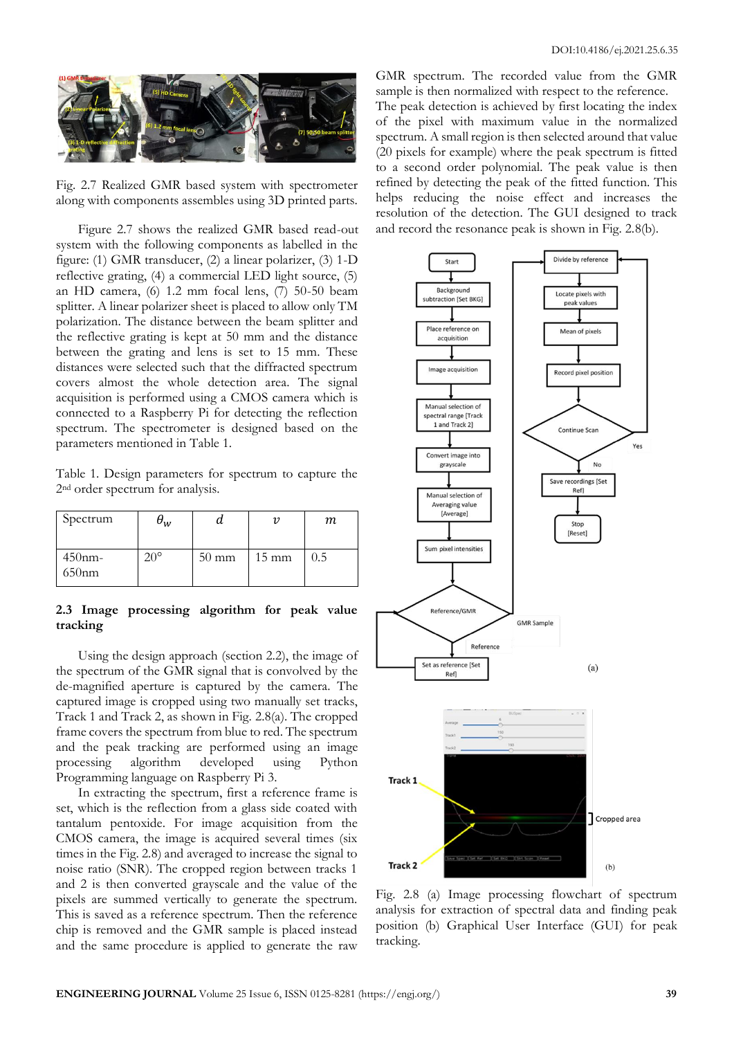Fig. 2.7 Realized GMR based system with spectrometer along with components assembles using 3D printed parts.

Figure 2.7 shows the realized GMR based read-out system with the following components as labelled in the figure: (1) GMR transducer, (2) a linear polarizer, (3) 1-D reflective grating, (4) a commercial LED light source, (5) an HD camera, (6) 1.2 mm focal lens, (7) 50-50 beam splitter. A linear polarizer sheet is placed to allow only TM polarization. The distance between the beam splitter and the reflective grating is kept at 50 mm and the distance between the grating and lens is set to 15 mm. These distances were selected such that the diffracted spectrum covers almost the whole detection area. The signal acquisition is performed using a CMOS camera which is connected to a Raspberry Pi for detecting the reflection spectrum. The spectrometer is designed based on the parameters mentioned in Table 1.

Table 1. Design parameters for spectrum to capture the 2nd order spectrum for analysis.

| Spectrum | $\theta_w$ | $d$ | $v$ | $m$ |
|---|---|---|---|---|
| 450nm-650nm | 20° | 50 mm | 15 mm | 0.5 |

### 2.3 Image processing algorithm for peak value tracking

Using the design approach (section 2.2), the image of the spectrum of the GMR signal that is convolved by the de-magnified aperture is captured by the camera. The captured image is cropped using two manually set tracks, Track 1 and Track 2, as shown in Fig. 2.8(a). The cropped frame covers the spectrum from blue to red. The spectrum and the peak tracking are performed using an image processing algorithm developed using Python Programming language on Raspberry Pi 3.

In extracting the spectrum, first a reference frame is set, which is the reflection from a glass side coated with tantalum pentoxide. For image acquisition from the CMOS camera, the image is acquired several times (six times in the Fig. 2.8) and averaged to increase the signal to noise ratio (SNR). The cropped region between tracks 1 and 2 is then converted grayscale and the value of the pixels are summed vertically to generate the spectrum. This is saved as a reference spectrum. Then the reference chip is removed and the GMR sample is placed instead and the same procedure is applied to generate the raw GMR spectrum. The recorded value from the GMR sample is then normalized with respect to the reference. The peak detection is achieved by first locating the index of the pixel with maximum value in the normalized spectrum. A small region is then selected around that value (20 pixels for example) where the peak spectrum is fitted to a second order polynomial. The peak value is then refined by detecting the peak of the fitted function. This helps reducing the noise effect and increases the resolution of the detection. The GUI designed to track and record the resonance peak is shown in Fig. 2.8(b).

Fig. 2.8 (a) Image processing flowchart of spectrum analysis for extraction of spectral data and finding peak position (b) Graphical User Interface (GUI) for peak tracking.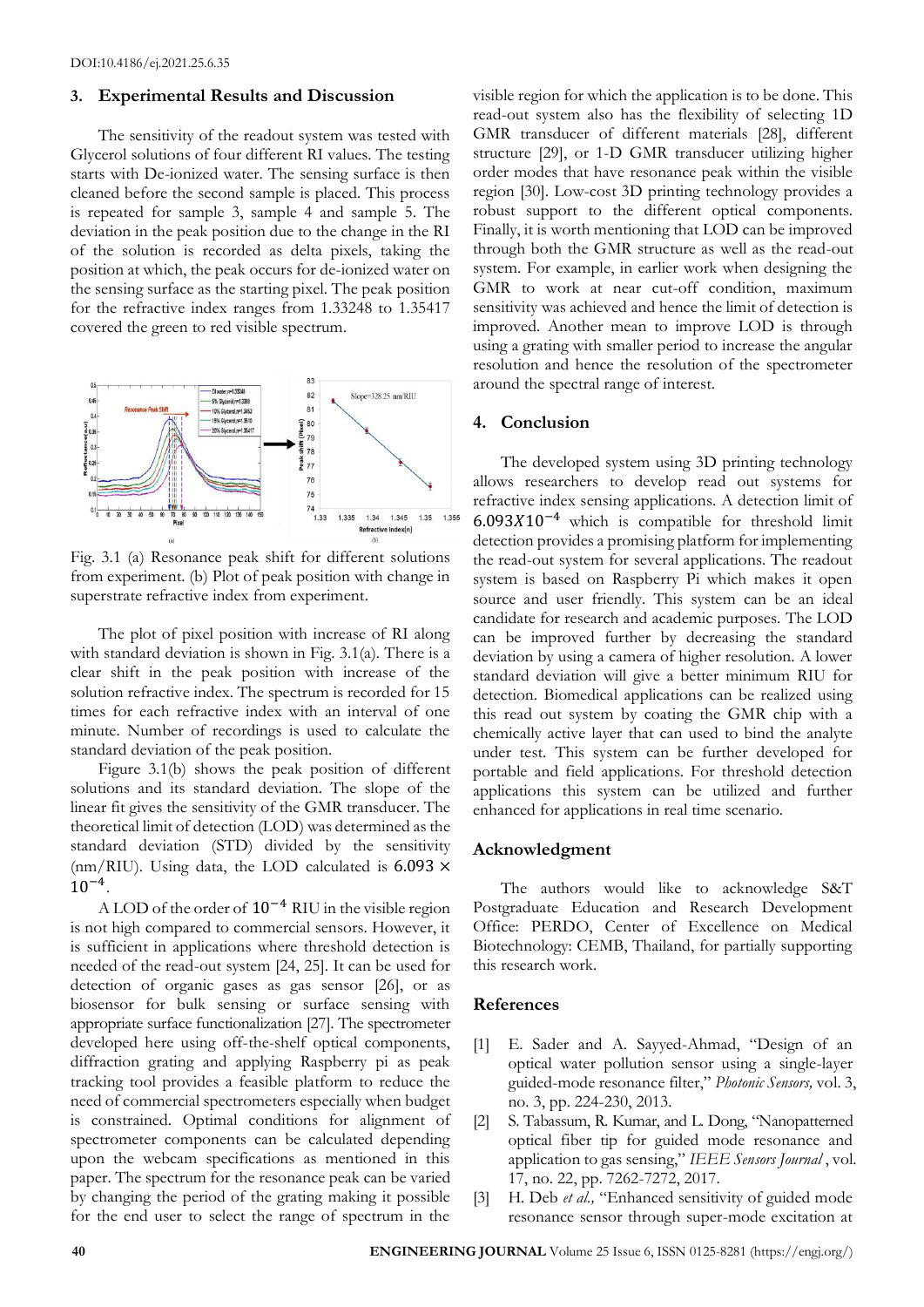DOI:10.4186/ej.2021.25.6.35

## 3. Experimental Results and Discussion

The sensitivity of the readout system was tested with Glycerol solutions of four different RI values. The testing starts with De-ionized water. The sensing surface is then cleaned before the second sample is placed. This process is repeated for sample 3, sample 4 and sample 5. The deviation in the peak position due to the change in the RI of the solution is recorded as delta pixels, taking the position at which, the peak occurs for de-ionized water on the sensing surface as the starting pixel. The peak position for the refractive index ranges from 1.33248 to 1.35417 covered the green to red visible spectrum.

Fig. 3.1 (a) Resonance peak shift for different solutions from experiment. (b) Plot of peak position with change in superstrate refractive index from experiment.

The plot of pixel position with increase of RI along with standard deviation is shown in Fig. 3.1(a). There is a clear shift in the peak position with increase of the solution refractive index. The spectrum is recorded for 15 times for each refractive index with an interval of one minute. Number of recordings is used to calculate the standard deviation of the peak position.

Figure 3.1(b) shows the peak position of different solutions and its standard deviation. The slope of the linear fit gives the sensitivity of the GMR transducer. The theoretical limit of detection (LOD) was determined as the standard deviation (STD) divided by the sensitivity (nm/RIU). Using data, the LOD calculated is $6.093 \times 10^{-4}$.

A LOD of the order of $10^{-4}$ RIU in the visible region is not high compared to commercial sensors. However, it is sufficient in applications where threshold detection is needed of the read-out system [24, 25]. It can be used for detection of organic gases as gas sensor [26], or as biosensor for bulk sensing or surface sensing with appropriate surface functionalization [27]. The spectrometer developed here using off-the-shelf optical components, diffraction grating and applying Raspberry pi as peak tracking tool provides a feasible platform to reduce the need of commercial spectrometers especially when budget is constrained. Optimal conditions for alignment of spectrometer components can be calculated depending upon the webcam specifications as mentioned in this paper. The spectrum for the resonance peak can be varied by changing the period of the grating making it possible for the end user to select the range of spectrum in the visible region for which the application is to be done. This read-out system also has the flexibility of selecting 1D GMR transducer of different materials [28], different structure [29], or 1-D GMR transducer utilizing higher order modes that have resonance peak within the visible region [30]. Low-cost 3D printing technology provides a robust support to the different optical components. Finally, it is worth mentioning that LOD can be improved through both the GMR structure as well as the read-out system. For example, in earlier work when designing the GMR to work at near cut-off condition, maximum sensitivity was achieved and hence the limit of detection is improved. Another mean to improve LOD is through using a grating with smaller period to increase the angular resolution and hence the resolution of the spectrometer around the spectral range of interest.

## 4. Conclusion

The developed system using 3D printing technology allows researchers to develop read out systems for refractive index sensing applications. A detection limit of $6.093X10^{-4}$ which is compatible for threshold limit detection provides a promising platform for implementing the read-out system for several applications. The readout system is based on Raspberry Pi which makes it open source and user friendly. This system can be an ideal candidate for research and academic purposes. The LOD can be improved further by decreasing the standard deviation by using a camera of higher resolution. A lower standard deviation will give a better minimum RIU for detection. Biomedical applications can be realized using this read out system by coating the GMR chip with a chemically active layer that can used to bind the analyte under test. This system can be further developed for portable and field applications. For threshold detection applications this system can be utilized and further enhanced for applications in real time scenario.

## Acknowledgment

The authors would like to acknowledge S&T Postgraduate Education and Research Development Office: PERDO, Center of Excellence on Medical Biotechnology: CEMB, Thailand, for partially supporting this research work.

## References

[1] E. Sader and A. Sayyed-Ahmad, "Design of an optical water pollution sensor using a single-layer guided-mode resonance filter," *Photonic Sensors,* vol. 3, no. 3, pp. 224-230, 2013.

[2] S. Tabassum, R. Kumar, and L. Dong, "Nanopatterned optical fiber tip for guided mode resonance and application to gas sensing," *IEEE Sensors Journal* , vol. 17, no. 22, pp. 7262-7272, 2017.

[3] H. Deb *et al.,* "Enhanced sensitivity of guided mode resonance sensor through super-mode excitation at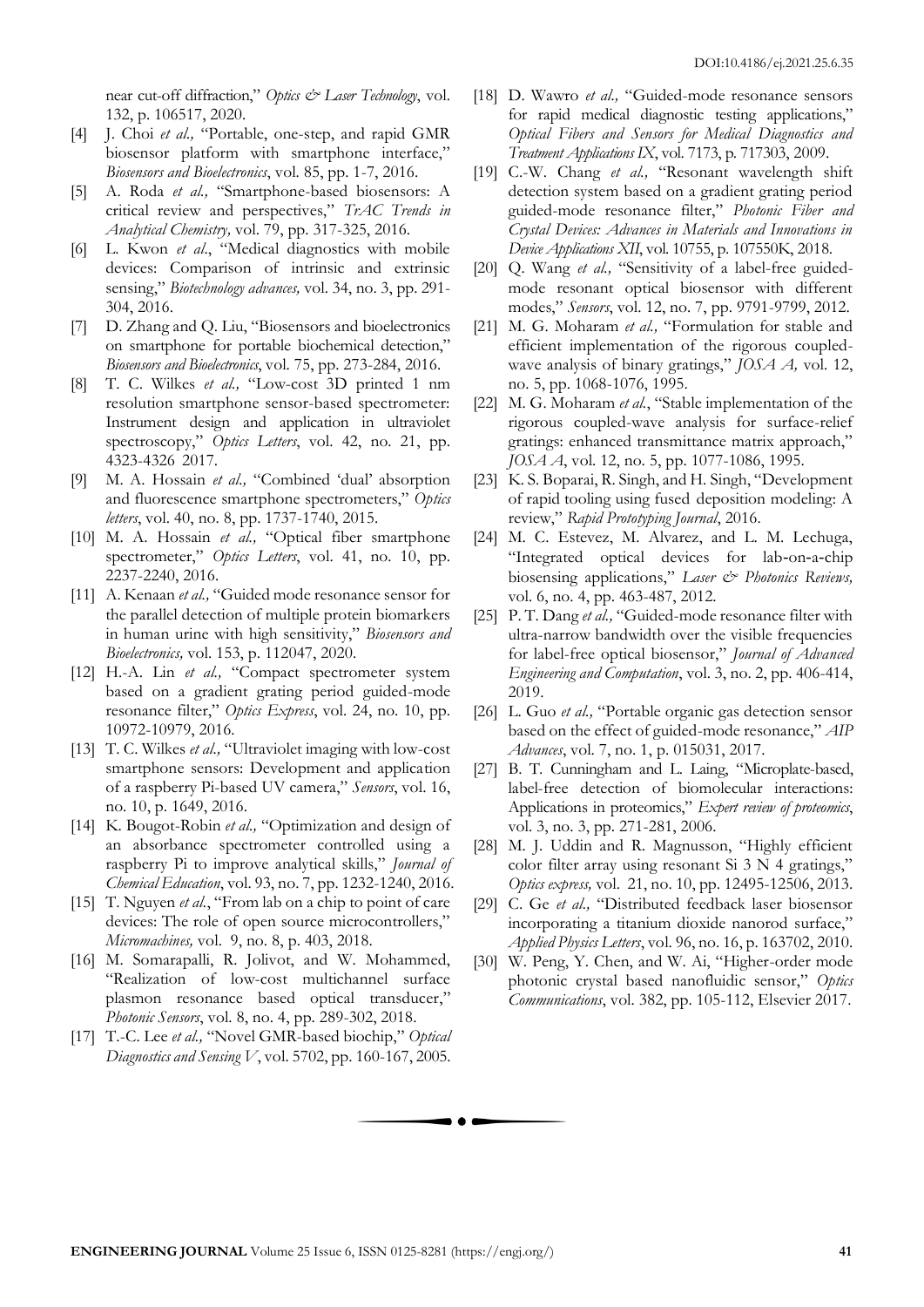near cut-off diffraction," *Optics & Laser Technology*, vol. 132, p. 106517, 2020.

[4] J. Choi *et al.,* "Portable, one-step, and rapid GMR biosensor platform with smartphone interface," *Biosensors and Bioelectronics*, vol. 85, pp. 1-7, 2016.

[5] A. Roda *et al.,* "Smartphone-based biosensors: A critical review and perspectives," *TrAC Trends in Analytical Chemistry,* vol. 79, pp. 317-325, 2016.

[6] L. Kwon *et al*., "Medical diagnostics with mobile devices: Comparison of intrinsic and extrinsic sensing," *Biotechnology advances,* vol. 34, no. 3, pp. 291-304, 2016.

[7] D. Zhang and Q. Liu, "Biosensors and bioelectronics on smartphone for portable biochemical detection," *Biosensors and Bioelectronics*, vol. 75, pp. 273-284, 2016.

[8] T. C. Wilkes *et al.,* "Low-cost 3D printed 1 nm resolution smartphone sensor-based spectrometer: Instrument design and application in ultraviolet spectroscopy," *Optics Letters*, vol. 42, no. 21, pp. 4323-4326 2017.

[9] M. A. Hossain *et al.,* "Combined 'dual' absorption and fluorescence smartphone spectrometers," *Optics letters*, vol. 40, no. 8, pp. 1737-1740, 2015.

[10] M. A. Hossain *et al.,* "Optical fiber smartphone spectrometer," *Optics Letters*, vol. 41, no. 10, pp. 2237-2240, 2016.

[11] A. Kenaan *et al.,* "Guided mode resonance sensor for the parallel detection of multiple protein biomarkers in human urine with high sensitivity," *Biosensors and Bioelectronics,* vol. 153, p. 112047, 2020.

[12] H.-A. Lin *et al.,* "Compact spectrometer system based on a gradient grating period guided-mode resonance filter," *Optics Express*, vol. 24, no. 10, pp. 10972-10979, 2016.

[13] T. C. Wilkes *et al.,* "Ultraviolet imaging with low-cost smartphone sensors: Development and application of a raspberry Pi-based UV camera," *Sensors*, vol. 16, no. 10, p. 1649, 2016.

[14] K. Bougot-Robin *et al.,* "Optimization and design of an absorbance spectrometer controlled using a raspberry Pi to improve analytical skills," *Journal of Chemical Education*, vol. 93, no. 7, pp. 1232-1240, 2016.

[15] T. Nguyen *et al.*, "From lab on a chip to point of care devices: The role of open source microcontrollers," *Micromachines,* vol. 9, no. 8, p. 403, 2018.

[16] M. Somarapalli, R. Jolivot, and W. Mohammed, "Realization of low-cost multichannel surface plasmon resonance based optical transducer," *Photonic Sensors*, vol. 8, no. 4, pp. 289-302, 2018.

[17] T.-C. Lee *et al.,* "Novel GMR-based biochip," *Optical Diagnostics and Sensing V*, vol. 5702, pp. 160-167, 2005.

[18] D. Wawro *et al.,* "Guided-mode resonance sensors for rapid medical diagnostic testing applications," *Optical Fibers and Sensors for Medical Diagnostics and Treatment Applications IX*, vol. 7173, p. 717303, 2009.

[19] C.-W. Chang *et al.,* "Resonant wavelength shift detection system based on a gradient grating period guided-mode resonance filter," *Photonic Fiber and Crystal Devices: Advances in Materials and Innovations in Device Applications XII*, vol. 10755, p. 107550K, 2018.

[20] Q. Wang *et al.,* "Sensitivity of a label-free guided-mode resonant optical biosensor with different modes," *Sensors*, vol. 12, no. 7, pp. 9791-9799, 2012.

[21] M. G. Moharam *et al.,* "Formulation for stable and efficient implementation of the rigorous coupled-wave analysis of binary gratings," *JOSA A,* vol. 12, no. 5, pp. 1068-1076, 1995.

[22] M. G. Moharam *et al.*, "Stable implementation of the rigorous coupled-wave analysis for surface-relief gratings: enhanced transmittance matrix approach," *JOSA A*, vol. 12, no. 5, pp. 1077-1086, 1995.

[23] K. S. Boparai, R. Singh, and H. Singh, "Development of rapid tooling using fused deposition modeling: A review," *Rapid Prototyping Journal*, 2016.

[24] M. C. Estevez, M. Alvarez, and L. M. Lechuga, "Integrated optical devices for lab-on-a-chip biosensing applications," *Laser & Photonics Reviews,* vol. 6, no. 4, pp. 463-487, 2012.

[25] P. T. Dang *et al.,* "Guided-mode resonance filter with ultra-narrow bandwidth over the visible frequencies for label-free optical biosensor," *Journal of Advanced Engineering and Computation*, vol. 3, no. 2, pp. 406-414, 2019.

[26] L. Guo *et al.,* "Portable organic gas detection sensor based on the effect of guided-mode resonance," *AIP Advances*, vol. 7, no. 1, p. 015031, 2017.

[27] B. T. Cunningham and L. Laing, "Microplate-based, label-free detection of biomolecular interactions: Applications in proteomics," *Expert review of proteomics*, vol. 3, no. 3, pp. 271-281, 2006.

[28] M. J. Uddin and R. Magnusson, "Highly efficient color filter array using resonant Si 3 N 4 gratings," *Optics express,* vol. 21, no. 10, pp. 12495-12506, 2013.

[29] C. Ge *et al.,* "Distributed feedback laser biosensor incorporating a titanium dioxide nanorod surface," *Applied Physics Letters*, vol. 96, no. 16, p. 163702, 2010.

[30] W. Peng, Y. Chen, and W. Ai, "Higher-order mode photonic crystal based nanofluidic sensor," *Optics Communications*, vol. 382, pp. 105-112, Elsevier 2017.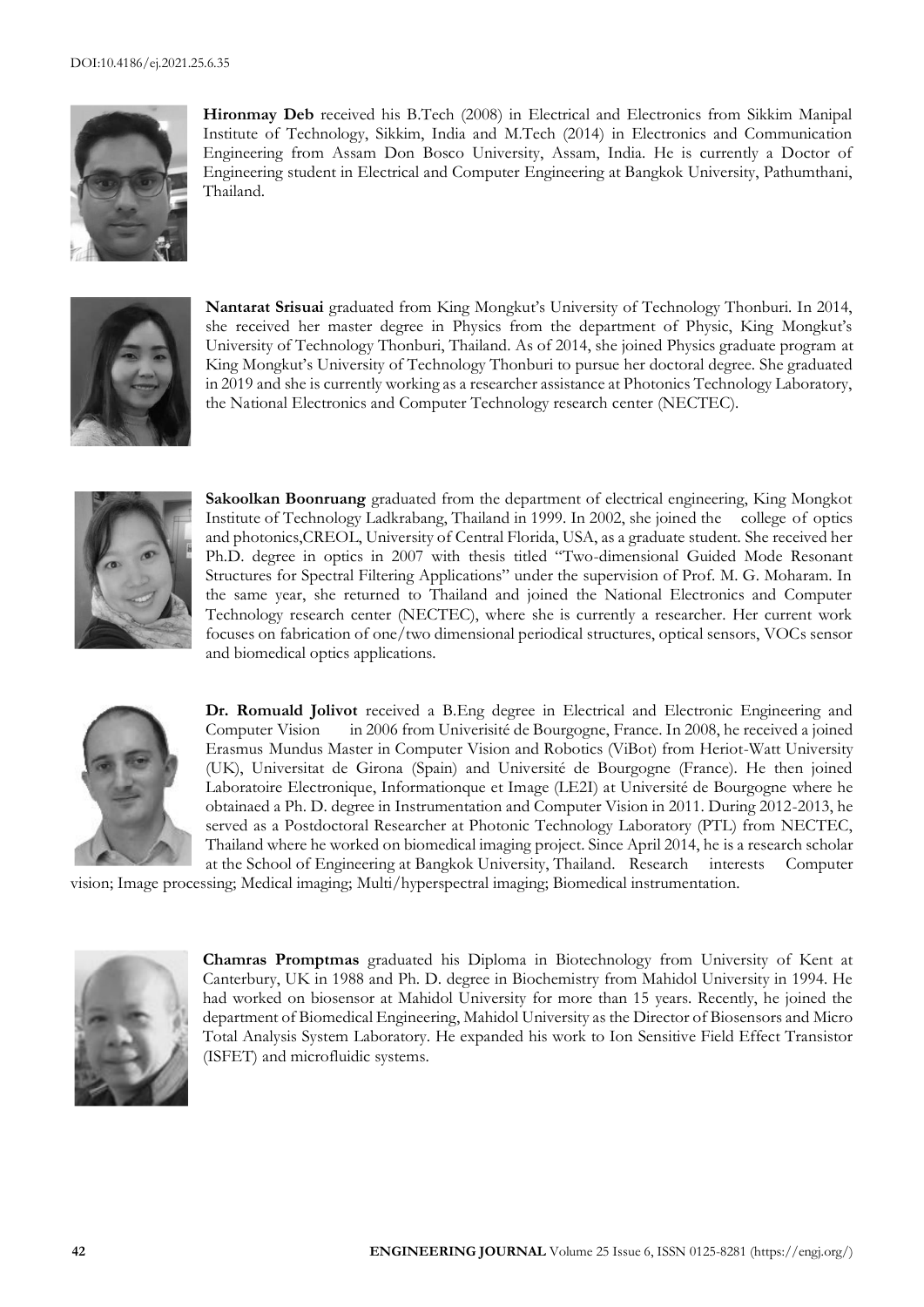**Hironmay Deb** received his B.Tech (2008) in Electrical and Electronics from Sikkim Manipal Institute of Technology, Sikkim, India and M.Tech (2014) in Electronics and Communication Engineering from Assam Don Bosco University, Assam, India. He is currently a Doctor of Engineering student in Electrical and Computer Engineering at Bangkok University, Pathumthani, Thailand.

**Nantarat Srisuai** graduated from King Mongkut's University of Technology Thonburi. In 2014, she received her master degree in Physics from the department of Physic, King Mongkut's University of Technology Thonburi, Thailand. As of 2014, she joined Physics graduate program at King Mongkut's University of Technology Thonburi to pursue her doctoral degree. She graduated in 2019 and she is currently working as a researcher assistance at Photonics Technology Laboratory, the National Electronics and Computer Technology research center (NECTEC).

**Sakoolkan Boonruang** graduated from the department of electrical engineering, King Mongkot Institute of Technology Ladkrabang, Thailand in 1999. In 2002, she joined the college of optics and photonics,CREOL, University of Central Florida, USA, as a graduate student. She received her Ph.D. degree in optics in 2007 with thesis titled "Two-dimensional Guided Mode Resonant Structures for Spectral Filtering Applications" under the supervision of Prof. M. G. Moharam. In the same year, she returned to Thailand and joined the National Electronics and Computer Technology research center (NECTEC), where she is currently a researcher. Her current work focuses on fabrication of one/two dimensional periodical structures, optical sensors, VOCs sensor and biomedical optics applications.

**Dr. Romuald Jolivot** received a B.Eng degree in Electrical and Electronic Engineering and Computer Vision in 2006 from Univerisité de Bourgogne, France. In 2008, he received a joined Erasmus Mundus Master in Computer Vision and Robotics (ViBot) from Heriot-Watt University (UK), Universitat de Girona (Spain) and Université de Bourgogne (France). He then joined Laboratoire Electronique, Informationque et Image (LE2I) at Université de Bourgogne where he obtainaed a Ph. D. degree in Instrumentation and Computer Vision in 2011. During 2012-2013, he served as a Postdoctoral Researcher at Photonic Technology Laboratory (PTL) from NECTEC, Thailand where he worked on biomedical imaging project. Since April 2014, he is a research scholar at the School of Engineering at Bangkok University, Thailand. Research interests Computer vision; Image processing; Medical imaging; Multi/hyperspectral imaging; Biomedical instrumentation.

**Chamras Promptmas** graduated his Diploma in Biotechnology from University of Kent at Canterbury, UK in 1988 and Ph. D. degree in Biochemistry from Mahidol University in 1994. He had worked on biosensor at Mahidol University for more than 15 years. Recently, he joined the department of Biomedical Engineering, Mahidol University as the Director of Biosensors and Micro Total Analysis System Laboratory. He expanded his work to Ion Sensitive Field Effect Transistor (ISFET) and microfluidic systems.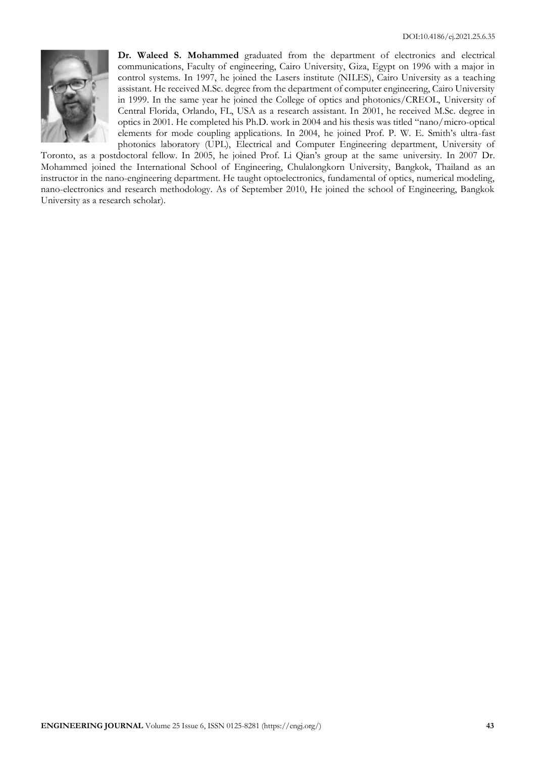**Dr. Waleed S. Mohammed** graduated from the department of electronics and electrical communications, Faculty of engineering, Cairo University, Giza, Egypt on 1996 with a major in control systems. In 1997, he joined the Lasers institute (NILES), Cairo University as a teaching assistant. He received M.Sc. degree from the department of computer engineering, Cairo University in 1999. In the same year he joined the College of optics and photonics/CREOL, University of Central Florida, Orlando, FL, USA as a research assistant. In 2001, he received M.Sc. degree in optics in 2001. He completed his Ph.D. work in 2004 and his thesis was titled "nano/micro-optical elements for mode coupling applications. In 2004, he joined Prof. P. W. E. Smith's ultra-fast photonics laboratory (UPL), Electrical and Computer Engineering department, University of Toronto, as a postdoctoral fellow. In 2005, he joined Prof. Li Qian's group at the same university. In 2007 Dr. Mohammed joined the International School of Engineering, Chulalongkorn University, Bangkok, Thailand as an instructor in the nano-engineering department. He taught optoelectronics, fundamental of optics, numerical modeling, nano-electronics and research methodology. As of September 2010, He joined the school of Engineering, Bangkok University as a research scholar).